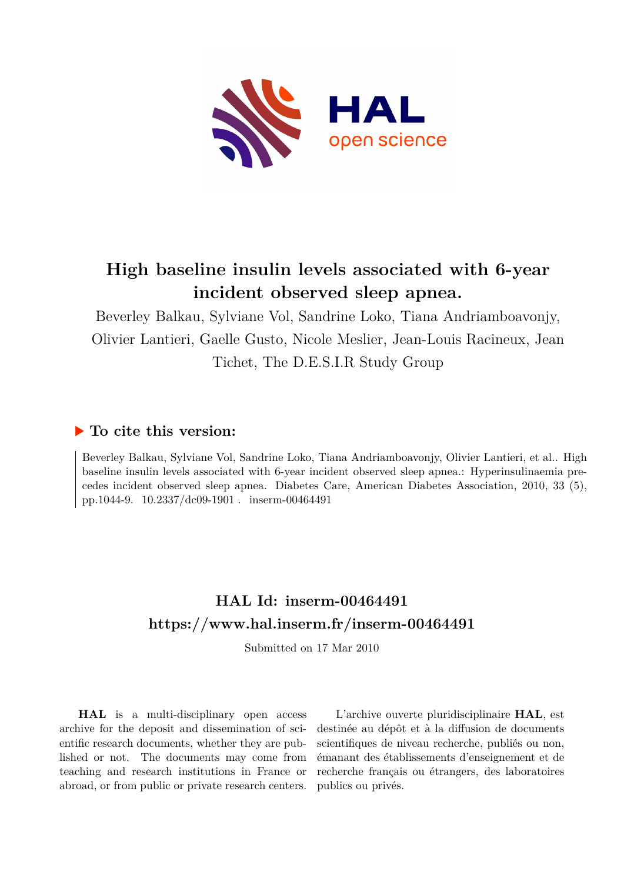# High baseline insulin levels associated with 6-year incident observed sleep apnea.

Beverley Balkau, Sylviane Vol, Sandrine Loko, Tiana Andriamboavonjy, Olivier Lantieri, Gaelle Gusto, Nicole Meslier, Jean-Louis Racineux, Jean Tichet, The D.E.S.I.R Study Group

## ▶ To cite this version:

Beverley Balkau, Sylviane Vol, Sandrine Loko, Tiana Andriamboavonjy, Olivier Lantieri, et al.. High baseline insulin levels associated with 6-year incident observed sleep apnea.: Hyperinsulinaemia precedes incident observed sleep apnea. Diabetes Care, American Diabetes Association, 2010, 33 (5), pp.1044-9. 10.2337/dc09-1901 . inserm-00464491

## HAL Id: inserm-00464491

## https://www.hal.inserm.fr/inserm-00464491

Submitted on 17 Mar 2010

**HAL** is a multi-disciplinary open access archive for the deposit and dissemination of scientific research documents, whether they are published or not. The documents may come from teaching and research institutions in France or abroad, or from public or private research centers.

L'archive ouverte pluridisciplinaire **HAL**, est destinée au dépôt et à la diffusion de documents scientifiques de niveau recherche, publiés ou non, émanant des établissements d'enseignement et de recherche français ou étrangers, des laboratoires publics ou privés.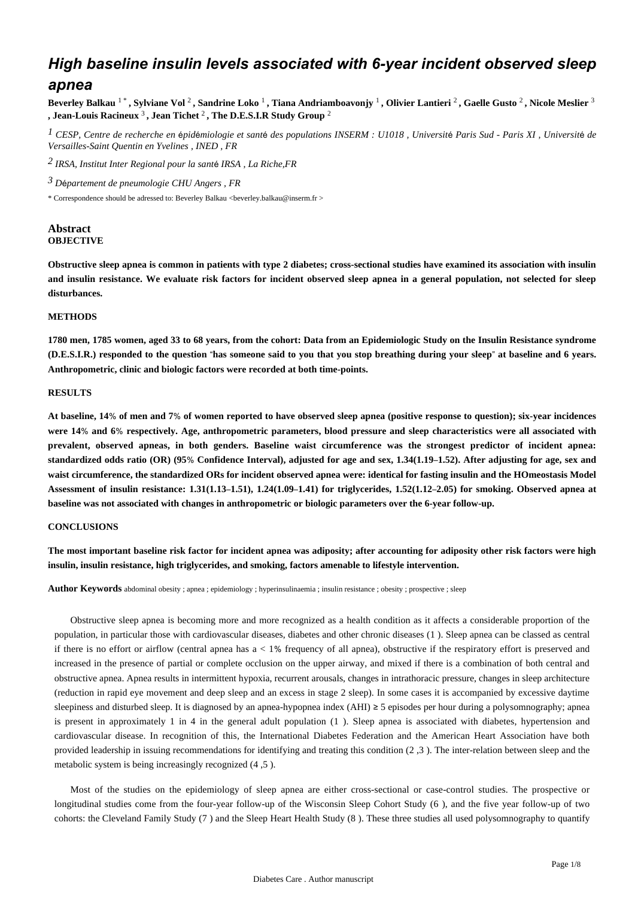# High baseline insulin levels associated with 6-year incident observed sleep apnea

**Beverley Balkau** [1*], **Sylviane Vol** [2], **Sandrine Loko** [1], **Tiana Andriamboavonjy** [1], **Olivier Lantieri** [2], **Gaelle Gusto** [2], **Nicole Meslier** [3], **Jean-Louis Racineux** [3], **Jean Tichet** [2], **The D.E.S.I.R Study Group** [2]

[1] *CESP, Centre de recherche en épidémiologie et santé des populations INSERM : U1018 , Université Paris Sud - Paris XI , Université de Versailles-Saint Quentin en Yvelines , INED , FR*

[2] *IRSA, Institut Inter Regional pour la santé IRSA , La Riche,FR*

[3] *Département de pneumologie CHU Angers , FR*

\* Correspondence should be adressed to: Beverley Balkau <beverley.balkau@inserm.fr >

## Abstract

### OBJECTIVE

**Obstructive sleep apnea is common in patients with type 2 diabetes; cross-sectional studies have examined its association with insulin and insulin resistance. We evaluate risk factors for incident observed sleep apnea in a general population, not selected for sleep disturbances.**

### METHODS

**1780 men, 1785 women, aged 33 to 68 years, from the cohort: Data from an Epidemiologic Study on the Insulin Resistance syndrome (D.E.S.I.R.) responded to the question "has someone said to you that you stop breathing during your sleep" at baseline and 6 years. Anthropometric, clinic and biologic factors were recorded at both time-points.**

### RESULTS

**At baseline, 14% of men and 7% of women reported to have observed sleep apnea (positive response to question); six-year incidences were 14% and 6% respectively. Age, anthropometric parameters, blood pressure and sleep characteristics were all associated with prevalent, observed apneas, in both genders. Baseline waist circumference was the strongest predictor of incident apnea: standardized odds ratio (OR) (95% Confidence Interval), adjusted for age and sex, 1.34(1.19–1.52). After adjusting for age, sex and waist circumference, the standardized ORs for incident observed apnea were: identical for fasting insulin and the HOmeostasis Model Assessment of insulin resistance: 1.31(1.13–1.51), 1.24(1.09–1.41) for triglycerides, 1.52(1.12–2.05) for smoking. Observed apnea at baseline was not associated with changes in anthropometric or biologic parameters over the 6-year follow-up.**

### CONCLUSIONS

**The most important baseline risk factor for incident apnea was adiposity; after accounting for adiposity other risk factors were high insulin, insulin resistance, high triglycerides, and smoking, factors amenable to lifestyle intervention.**

**Author Keywords** abdominal obesity ; apnea ; epidemiology ; hyperinsulinaemia ; insulin resistance ; obesity ; prospective ; sleep

Obstructive sleep apnea is becoming more and more recognized as a health condition as it affects a considerable proportion of the population, in particular those with cardiovascular diseases, diabetes and other chronic diseases (1 ). Sleep apnea can be classed as central if there is no effort or airflow (central apnea has a < 1% frequency of all apnea), obstructive if the respiratory effort is preserved and increased in the presence of partial or complete occlusion on the upper airway, and mixed if there is a combination of both central and obstructive apnea. Apnea results in intermittent hypoxia, recurrent arousals, changes in intrathoracic pressure, changes in sleep architecture (reduction in rapid eye movement and deep sleep and an excess in stage 2 sleep). In some cases it is accompanied by excessive daytime sleepiness and disturbed sleep. It is diagnosed by an apnea-hypopnea index (AHI) ≥ 5 episodes per hour during a polysomnography; apnea is present in approximately 1 in 4 in the general adult population (1 ). Sleep apnea is associated with diabetes, hypertension and cardiovascular disease. In recognition of this, the International Diabetes Federation and the American Heart Association have both provided leadership in issuing recommendations for identifying and treating this condition (2 ,3 ). The inter-relation between sleep and the metabolic system is being increasingly recognized (4 ,5 ).

Most of the studies on the epidemiology of sleep apnea are either cross-sectional or case-control studies. The prospective or longitudinal studies come from the four-year follow-up of the Wisconsin Sleep Cohort Study (6 ), and the five year follow-up of two cohorts: the Cleveland Family Study (7 ) and the Sleep Heart Health Study (8 ). These three studies all used polysomnography to quantify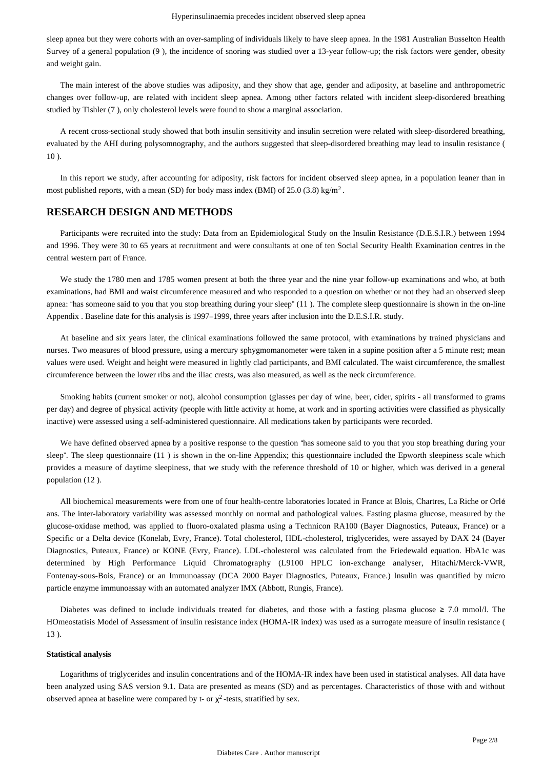sleep apnea but they were cohorts with an over-sampling of individuals likely to have sleep apnea. In the 1981 Australian Busselton Health Survey of a general population (9 ), the incidence of snoring was studied over a 13-year follow-up; the risk factors were gender, obesity and weight gain.

The main interest of the above studies was adiposity, and they show that age, gender and adiposity, at baseline and anthropometric changes over follow-up, are related with incident sleep apnea. Among other factors related with incident sleep-disordered breathing studied by Tishler (7 ), only cholesterol levels were found to show a marginal association.

A recent cross-sectional study showed that both insulin sensitivity and insulin secretion were related with sleep-disordered breathing, evaluated by the AHI during polysomnography, and the authors suggested that sleep-disordered breathing may lead to insulin resistance ( 10 ).

In this report we study, after accounting for adiposity, risk factors for incident observed sleep apnea, in a population leaner than in most published reports, with a mean (SD) for body mass index (BMI) of 25.0 (3.8) kg/m$^2$ .

## RESEARCH DESIGN AND METHODS

Participants were recruited into the study: Data from an Epidemiological Study on the Insulin Resistance (D.E.S.I.R.) between 1994 and 1996. They were 30 to 65 years at recruitment and were consultants at one of ten Social Security Health Examination centres in the central western part of France.

We study the 1780 men and 1785 women present at both the three year and the nine year follow-up examinations and who, at both examinations, had BMI and waist circumference measured and who responded to a question on whether or not they had an observed sleep apnea: "has someone said to you that you stop breathing during your sleep" (11 ). The complete sleep questionnaire is shown in the on-line Appendix . Baseline date for this analysis is 1997–1999, three years after inclusion into the D.E.S.I.R. study.

At baseline and six years later, the clinical examinations followed the same protocol, with examinations by trained physicians and nurses. Two measures of blood pressure, using a mercury sphygmomanometer were taken in a supine position after a 5 minute rest; mean values were used. Weight and height were measured in lightly clad participants, and BMI calculated. The waist circumference, the smallest circumference between the lower ribs and the iliac crests, was also measured, as well as the neck circumference.

Smoking habits (current smoker or not), alcohol consumption (glasses per day of wine, beer, cider, spirits - all transformed to grams per day) and degree of physical activity (people with little activity at home, at work and in sporting activities were classified as physically inactive) were assessed using a self-administered questionnaire. All medications taken by participants were recorded.

We have defined observed apnea by a positive response to the question "has someone said to you that you stop breathing during your sleep". The sleep questionnaire (11 ) is shown in the on-line Appendix; this questionnaire included the Epworth sleepiness scale which provides a measure of daytime sleepiness, that we study with the reference threshold of 10 or higher, which was derived in a general population (12 ).

All biochemical measurements were from one of four health-centre laboratories located in France at Blois, Chartres, La Riche or Orléans. The inter-laboratory variability was assessed monthly on normal and pathological values. Fasting plasma glucose, measured by the glucose-oxidase method, was applied to fluoro-oxalated plasma using a Technicon RA100 (Bayer Diagnostics, Puteaux, France) or a Specific or a Delta device (Konelab, Evry, France). Total cholesterol, HDL-cholesterol, triglycerides, were assayed by DAX 24 (Bayer Diagnostics, Puteaux, France) or KONE (Evry, France). LDL-cholesterol was calculated from the Friedewald equation. HbA1c was determined by High Performance Liquid Chromatography (L9100 HPLC ion-exchange analyser, Hitachi/Merck-VWR, Fontenay-sous-Bois, France) or an Immunoassay (DCA 2000 Bayer Diagnostics, Puteaux, France.) Insulin was quantified by micro particle enzyme immunoassay with an automated analyzer IMX (Abbott, Rungis, France).

Diabetes was defined to include individuals treated for diabetes, and those with a fasting plasma glucose ≥ 7.0 mmol/l. The HOmeostatisis Model of Assessment of insulin resistance index (HOMA-IR index) was used as a surrogate measure of insulin resistance ( 13 ).

#### Statistical analysis

Logarithms of triglycerides and insulin concentrations and of the HOMA-IR index have been used in statistical analyses. All data have been analyzed using SAS version 9.1. Data are presented as means (SD) and as percentages. Characteristics of those with and without observed apnea at baseline were compared by t- or $\chi^2$ -tests, stratified by sex.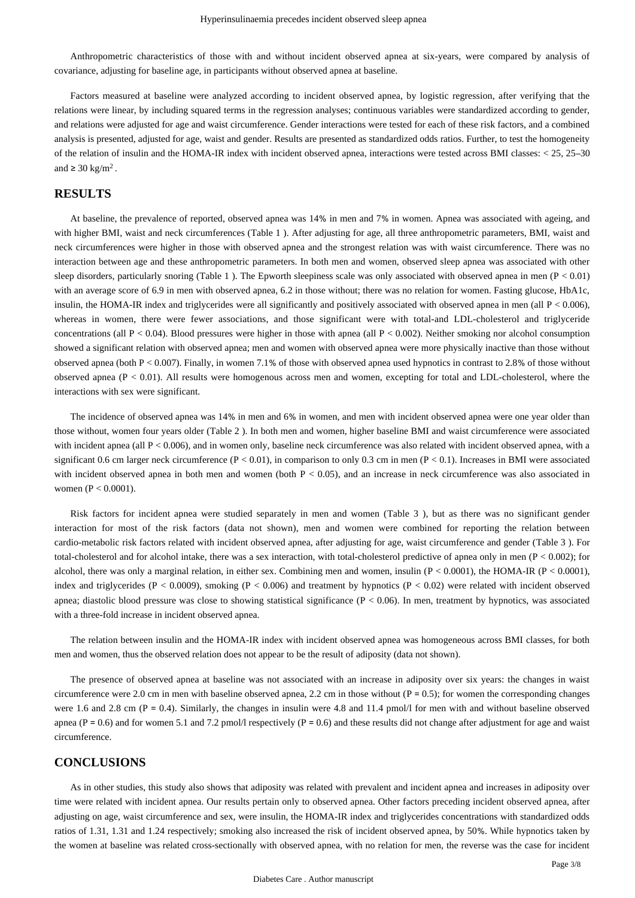Anthropometric characteristics of those with and without incident observed apnea at six-years, were compared by analysis of covariance, adjusting for baseline age, in participants without observed apnea at baseline.

Factors measured at baseline were analyzed according to incident observed apnea, by logistic regression, after verifying that the relations were linear, by including squared terms in the regression analyses; continuous variables were standardized according to gender, and relations were adjusted for age and waist circumference. Gender interactions were tested for each of these risk factors, and a combined analysis is presented, adjusted for age, waist and gender. Results are presented as standardized odds ratios. Further, to test the homogeneity of the relation of insulin and the HOMA-IR index with incident observed apnea, interactions were tested across BMI classes: < 25, 25–30 and ≥ 30 kg/m$^2$ .

## RESULTS

At baseline, the prevalence of reported, observed apnea was 14% in men and 7% in women. Apnea was associated with ageing, and with higher BMI, waist and neck circumferences (Table 1 ). After adjusting for age, all three anthropometric parameters, BMI, waist and neck circumferences were higher in those with observed apnea and the strongest relation was with waist circumference. There was no interaction between age and these anthropometric parameters. In both men and women, observed sleep apnea was associated with other sleep disorders, particularly snoring (Table 1 ). The Epworth sleepiness scale was only associated with observed apnea in men ($P < 0.01$) with an average score of 6.9 in men with observed apnea, 6.2 in those without; there was no relation for women. Fasting glucose, HbA1c, insulin, the HOMA-IR index and triglycerides were all significantly and positively associated with observed apnea in men (all $P < 0.006$), whereas in women, there were fewer associations, and those significant were with total-and LDL-cholesterol and triglyceride concentrations (all $P < 0.04$). Blood pressures were higher in those with apnea (all $P < 0.002$). Neither smoking nor alcohol consumption showed a significant relation with observed apnea; men and women with observed apnea were more physically inactive than those without observed apnea (both $P < 0.007$). Finally, in women 7.1% of those with observed apnea used hypnotics in contrast to 2.8% of those without observed apnea ($P < 0.01$). All results were homogenous across men and women, excepting for total and LDL-cholesterol, where the interactions with sex were significant.

The incidence of observed apnea was 14% in men and 6% in women, and men with incident observed apnea were one year older than those without, women four years older (Table 2 ). In both men and women, higher baseline BMI and waist circumference were associated with incident apnea (all $P < 0.006$), and in women only, baseline neck circumference was also related with incident observed apnea, with a significant 0.6 cm larger neck circumference ($P < 0.01$), in comparison to only 0.3 cm in men ($P < 0.1$). Increases in BMI were associated with incident observed apnea in both men and women (both $P < 0.05$), and an increase in neck circumference was also associated in women ($P < 0.0001$).

Risk factors for incident apnea were studied separately in men and women (Table 3 ), but as there was no significant gender interaction for most of the risk factors (data not shown), men and women were combined for reporting the relation between cardio-metabolic risk factors related with incident observed apnea, after adjusting for age, waist circumference and gender (Table 3 ). For total-cholesterol and for alcohol intake, there was a sex interaction, with total-cholesterol predictive of apnea only in men ($P < 0.002$); for alcohol, there was only a marginal relation, in either sex. Combining men and women, insulin ($P < 0.0001$), the HOMA-IR ($P < 0.0001$), index and triglycerides ($P < 0.0009$), smoking ($P < 0.006$) and treatment by hypnotics ($P < 0.02$) were related with incident observed apnea; diastolic blood pressure was close to showing statistical significance ($P < 0.06$). In men, treatment by hypnotics, was associated with a three-fold increase in incident observed apnea.

The relation between insulin and the HOMA-IR index with incident observed apnea was homogeneous across BMI classes, for both men and women, thus the observed relation does not appear to be the result of adiposity (data not shown).

The presence of observed apnea at baseline was not associated with an increase in adiposity over six years: the changes in waist circumference were 2.0 cm in men with baseline observed apnea, 2.2 cm in those without ($P = 0.5$); for women the corresponding changes were 1.6 and 2.8 cm ($P = 0.4$). Similarly, the changes in insulin were 4.8 and 11.4 pmol/l for men with and without baseline observed apnea ($P = 0.6$) and for women 5.1 and 7.2 pmol/l respectively ($P = 0.6$) and these results did not change after adjustment for age and waist circumference.

## CONCLUSIONS

As in other studies, this study also shows that adiposity was related with prevalent and incident apnea and increases in adiposity over time were related with incident apnea. Our results pertain only to observed apnea. Other factors preceding incident observed apnea, after adjusting on age, waist circumference and sex, were insulin, the HOMA-IR index and triglycerides concentrations with standardized odds ratios of 1.31, 1.31 and 1.24 respectively; smoking also increased the risk of incident observed apnea, by 50%. While hypnotics taken by the women at baseline was related cross-sectionally with observed apnea, with no relation for men, the reverse was the case for incident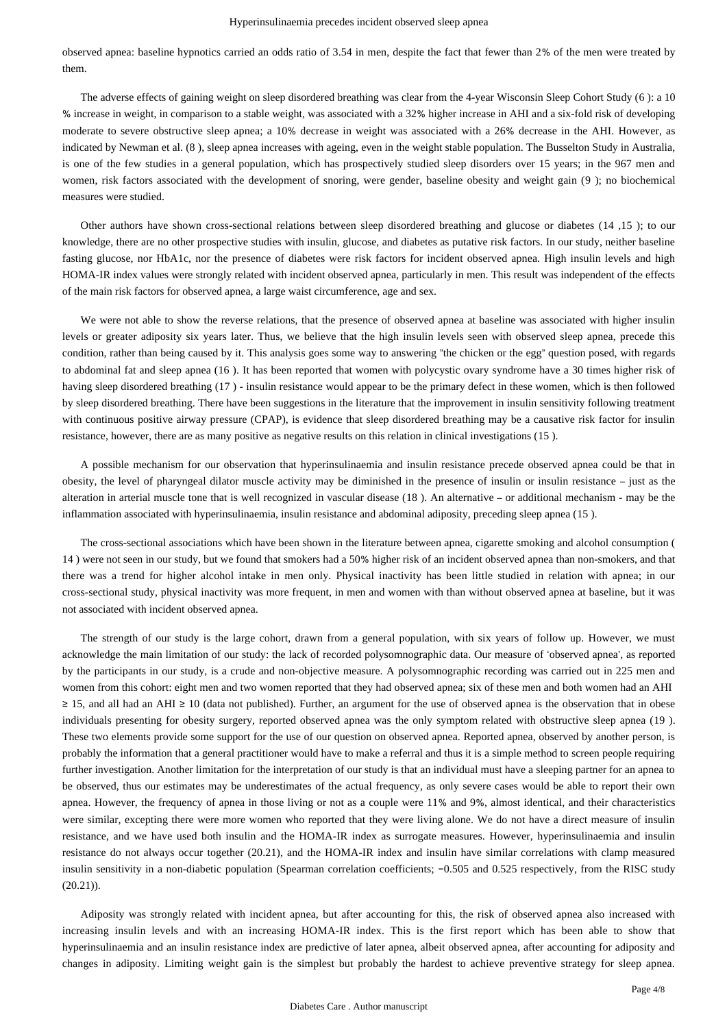observed apnea: baseline hypnotics carried an odds ratio of 3.54 in men, despite the fact that fewer than 2% of the men were treated by them.

The adverse effects of gaining weight on sleep disordered breathing was clear from the 4-year Wisconsin Sleep Cohort Study (6 ): a 10 % increase in weight, in comparison to a stable weight, was associated with a 32% higher increase in AHI and a six-fold risk of developing moderate to severe obstructive sleep apnea; a 10% decrease in weight was associated with a 26% decrease in the AHI. However, as indicated by Newman et al. (8 ), sleep apnea increases with ageing, even in the weight stable population. The Busselton Study in Australia, is one of the few studies in a general population, which has prospectively studied sleep disorders over 15 years; in the 967 men and women, risk factors associated with the development of snoring, were gender, baseline obesity and weight gain (9 ); no biochemical measures were studied.

Other authors have shown cross-sectional relations between sleep disordered breathing and glucose or diabetes (14 ,15 ); to our knowledge, there are no other prospective studies with insulin, glucose, and diabetes as putative risk factors. In our study, neither baseline fasting glucose, nor HbA1c, nor the presence of diabetes were risk factors for incident observed apnea. High insulin levels and high HOMA-IR index values were strongly related with incident observed apnea, particularly in men. This result was independent of the effects of the main risk factors for observed apnea, a large waist circumference, age and sex.

We were not able to show the reverse relations, that the presence of observed apnea at baseline was associated with higher insulin levels or greater adiposity six years later. Thus, we believe that the high insulin levels seen with observed sleep apnea, precede this condition, rather than being caused by it. This analysis goes some way to answering "the chicken or the egg" question posed, with regards to abdominal fat and sleep apnea (16 ). It has been reported that women with polycystic ovary syndrome have a 30 times higher risk of having sleep disordered breathing (17 ) - insulin resistance would appear to be the primary defect in these women, which is then followed by sleep disordered breathing. There have been suggestions in the literature that the improvement in insulin sensitivity following treatment with continuous positive airway pressure (CPAP), is evidence that sleep disordered breathing may be a causative risk factor for insulin resistance, however, there are as many positive as negative results on this relation in clinical investigations (15 ).

A possible mechanism for our observation that hyperinsulinaemia and insulin resistance precede observed apnea could be that in obesity, the level of pharyngeal dilator muscle activity may be diminished in the presence of insulin or insulin resistance – just as the alteration in arterial muscle tone that is well recognized in vascular disease (18 ). An alternative – or additional mechanism - may be the inflammation associated with hyperinsulinaemia, insulin resistance and abdominal adiposity, preceding sleep apnea (15 ).

The cross-sectional associations which have been shown in the literature between apnea, cigarette smoking and alcohol consumption ( 14 ) were not seen in our study, but we found that smokers had a 50% higher risk of an incident observed apnea than non-smokers, and that there was a trend for higher alcohol intake in men only. Physical inactivity has been little studied in relation with apnea; in our cross-sectional study, physical inactivity was more frequent, in men and women with than without observed apnea at baseline, but it was not associated with incident observed apnea.

The strength of our study is the large cohort, drawn from a general population, with six years of follow up. However, we must acknowledge the main limitation of our study: the lack of recorded polysomnographic data. Our measure of 'observed apnea', as reported by the participants in our study, is a crude and non-objective measure. A polysomnographic recording was carried out in 225 men and women from this cohort: eight men and two women reported that they had observed apnea; six of these men and both women had an AHI ≥ 15, and all had an AHI ≥ 10 (data not published). Further, an argument for the use of observed apnea is the observation that in obese individuals presenting for obesity surgery, reported observed apnea was the only symptom related with obstructive sleep apnea (19 ). These two elements provide some support for the use of our question on observed apnea. Reported apnea, observed by another person, is probably the information that a general practitioner would have to make a referral and thus it is a simple method to screen people requiring further investigation. Another limitation for the interpretation of our study is that an individual must have a sleeping partner for an apnea to be observed, thus our estimates may be underestimates of the actual frequency, as only severe cases would be able to report their own apnea. However, the frequency of apnea in those living or not as a couple were 11% and 9%, almost identical, and their characteristics were similar, excepting there were more women who reported that they were living alone. We do not have a direct measure of insulin resistance, and we have used both insulin and the HOMA-IR index as surrogate measures. However, hyperinsulinaemia and insulin resistance do not always occur together (20.21), and the HOMA-IR index and insulin have similar correlations with clamp measured insulin sensitivity in a non-diabetic population (Spearman correlation coefficients; −0.505 and 0.525 respectively, from the RISC study (20.21)).

Adiposity was strongly related with incident apnea, but after accounting for this, the risk of observed apnea also increased with increasing insulin levels and with an increasing HOMA-IR index. This is the first report which has been able to show that hyperinsulinaemia and an insulin resistance index are predictive of later apnea, albeit observed apnea, after accounting for adiposity and changes in adiposity. Limiting weight gain is the simplest but probably the hardest to achieve preventive strategy for sleep apnea.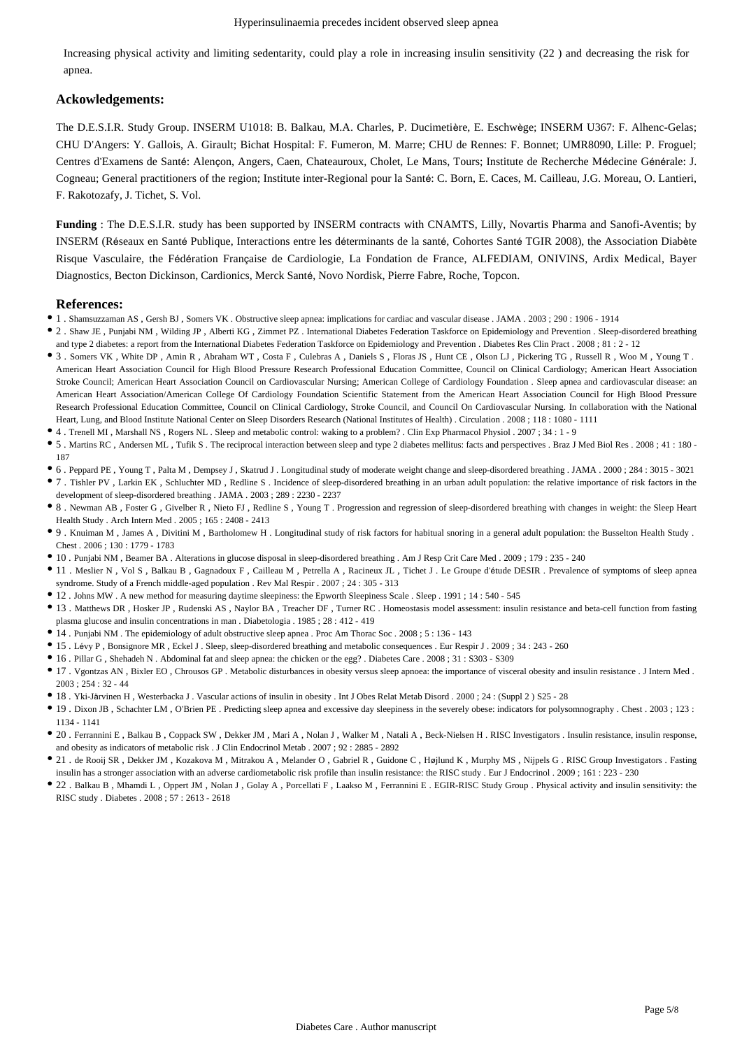Increasing physical activity and limiting sedentarity, could play a role in increasing insulin sensitivity (22 ) and decreasing the risk for apnea.

### Ackowledgements:

The D.E.S.I.R. Study Group. INSERM U1018: B. Balkau, M.A. Charles, P. Ducimetière, E. Eschwège; INSERM U367: F. Alhenc-Gelas; CHU D'Angers: Y. Gallois, A. Girault; Bichat Hospital: F. Fumeron, M. Marre; CHU de Rennes: F. Bonnet; UMR8090, Lille: P. Froguel; Centres d'Examens de Santé: Alençon, Angers, Caen, Chateauroux, Cholet, Le Mans, Tours; Institute de Recherche Médecine Générale: J. Cogneau; General practitioners of the region; Institute inter-Regional pour la Santé: C. Born, E. Caces, M. Cailleau, J.G. Moreau, O. Lantieri, F. Rakotozafy, J. Tichet, S. Vol.

**Funding** : The D.E.S.I.R. study has been supported by INSERM contracts with CNAMTS, Lilly, Novartis Pharma and Sanofi-Aventis; by INSERM (Réseaux en Santé Publique, Interactions entre les déterminants de la santé, Cohortes Santé TGIR 2008), the Association Diabète Risque Vasculaire, the Fédération Française de Cardiologie, La Fondation de France, ALFEDIAM, ONIVINS, Ardix Medical, Bayer Diagnostics, Becton Dickinson, Cardionics, Merck Santé, Novo Nordisk, Pierre Fabre, Roche, Topcon.

### References:

- 1 . Shamsuzzaman AS , Gersh BJ , Somers VK . Obstructive sleep apnea: implications for cardiac and vascular disease . JAMA . 2003 ; 290 : 1906 - 1914
- 2 . Shaw JE , Punjabi NM , Wilding JP , Alberti KG , Zimmet PZ . International Diabetes Federation Taskforce on Epidemiology and Prevention . Sleep-disordered breathing and type 2 diabetes: a report from the International Diabetes Federation Taskforce on Epidemiology and Prevention . Diabetes Res Clin Pract . 2008 ; 81 : 2 - 12
- 3 . Somers VK , White DP , Amin R , Abraham WT , Costa F , Culebras A , Daniels S , Floras JS , Hunt CE , Olson LJ , Pickering TG , Russell R , Woo M , Young T . American Heart Association Council for High Blood Pressure Research Professional Education Committee, Council on Clinical Cardiology; American Heart Association Stroke Council; American Heart Association Council on Cardiovascular Nursing; American College of Cardiology Foundation . Sleep apnea and cardiovascular disease: an American Heart Association/American College Of Cardiology Foundation Scientific Statement from the American Heart Association Council for High Blood Pressure Research Professional Education Committee, Council on Clinical Cardiology, Stroke Council, and Council On Cardiovascular Nursing. In collaboration with the National Heart, Lung, and Blood Institute National Center on Sleep Disorders Research (National Institutes of Health) . Circulation . 2008 ; 118 : 1080 - 1111
- 4 . Trenell MI , Marshall NS , Rogers NL . Sleep and metabolic control: waking to a problem? . Clin Exp Pharmacol Physiol . 2007 ; 34 : 1 - 9
- 5 . Martins RC , Andersen ML , Tufik S . The reciprocal interaction between sleep and type 2 diabetes mellitus: facts and perspectives . Braz J Med Biol Res . 2008 ; 41 : 180 - 187
- 6 . Peppard PE , Young T , Palta M , Dempsey J , Skatrud J . Longitudinal study of moderate weight change and sleep-disordered breathing . JAMA . 2000 ; 284 : 3015 - 3021
- 7 . Tishler PV , Larkin EK , Schluchter MD , Redline S . Incidence of sleep-disordered breathing in an urban adult population: the relative importance of risk factors in the development of sleep-disordered breathing . JAMA . 2003 ; 289 : 2230 - 2237
- 8 . Newman AB , Foster G , Givelber R , Nieto FJ , Redline S , Young T . Progression and regression of sleep-disordered breathing with changes in weight: the Sleep Heart Health Study . Arch Intern Med . 2005 ; 165 : 2408 - 2413
- 9 . Knuiman M , James A , Divitini M , Bartholomew H . Longitudinal study of risk factors for habitual snoring in a general adult population: the Busselton Health Study . Chest . 2006 ; 130 : 1779 - 1783
- 10 . Punjabi NM , Beamer BA . Alterations in glucose disposal in sleep-disordered breathing . Am J Resp Crit Care Med . 2009 ; 179 : 235 - 240
- 11 . Meslier N , Vol S , Balkau B , Gagnadoux F , Cailleau M , Petrella A , Racineux JL , Tichet J . Le Groupe d'étude DESIR . Prevalence of symptoms of sleep apnea syndrome. Study of a French middle-aged population . Rev Mal Respir . 2007 ; 24 : 305 - 313
- 12 . Johns MW . A new method for measuring daytime sleepiness: the Epworth Sleepiness Scale . Sleep . 1991 ; 14 : 540 - 545
- 13 . Matthews DR , Hosker JP , Rudenski AS , Naylor BA , Treacher DF , Turner RC . Homeostasis model assessment: insulin resistance and beta-cell function from fasting plasma glucose and insulin concentrations in man . Diabetologia . 1985 ; 28 : 412 - 419
- 14 . Punjabi NM . The epidemiology of adult obstructive sleep apnea . Proc Am Thorac Soc . 2008 ; 5 : 136 - 143
- 15 . Lévy P , Bonsignore MR , Eckel J . Sleep, sleep-disordered breathing and metabolic consequences . Eur Respir J . 2009 ; 34 : 243 - 260
- 16 . Pillar G , Shehadeh N . Abdominal fat and sleep apnea: the chicken or the egg? . Diabetes Care . 2008 ; 31 : S303 - S309
- 17 . Vgontzas AN , Bixler EO , Chrousos GP . Metabolic disturbances in obesity versus sleep apnoea: the importance of visceral obesity and insulin resistance . J Intern Med . 2003 ; 254 : 32 - 44
- 18 . Yki-Järvinen H , Westerbacka J . Vascular actions of insulin in obesity . Int J Obes Relat Metab Disord . 2000 ; 24 : (Suppl 2 ) S25 - 28
- 19 . Dixon JB , Schachter LM , O'Brien PE . Predicting sleep apnea and excessive day sleepiness in the severely obese: indicators for polysomnography . Chest . 2003 ; 123 : 1134 - 1141
- 20 . Ferrannini E , Balkau B , Coppack SW , Dekker JM , Mari A , Nolan J , Walker M , Natali A , Beck-Nielsen H . RISC Investigators . Insulin resistance, insulin response, and obesity as indicators of metabolic risk . J Clin Endocrinol Metab . 2007 ; 92 : 2885 - 2892
- 21 . de Rooij SR , Dekker JM , Kozakova M , Mitrakou A , Melander O , Gabriel R , Guidone C , Højlund K , Murphy MS , Nijpels G . RISC Group Investigators . Fasting insulin has a stronger association with an adverse cardiometabolic risk profile than insulin resistance: the RISC study . Eur J Endocrinol . 2009 ; 161 : 223 - 230
- 22 . Balkau B , Mhamdi L , Oppert JM , Nolan J , Golay A , Porcellati F , Laakso M , Ferrannini E . EGIR-RISC Study Group . Physical activity and insulin sensitivity: the RISC study . Diabetes . 2008 ; 57 : 2613 - 2618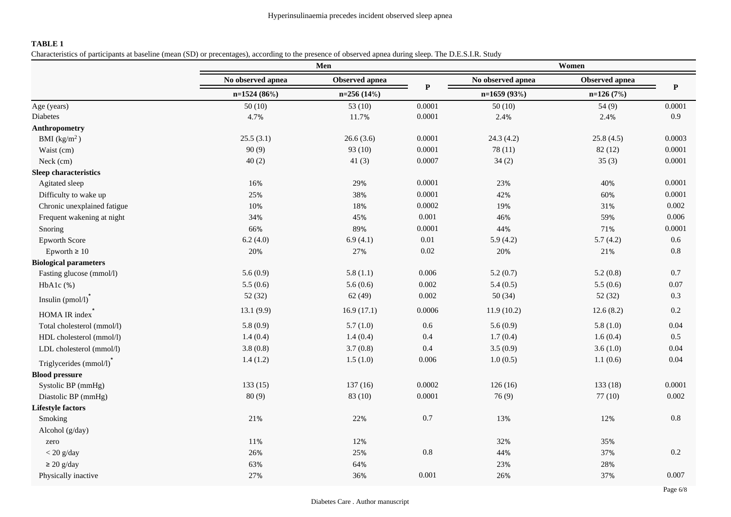**TABLE 1**

Characteristics of participants at baseline (mean (SD) or precentages), according to the presence of observed apnea during sleep. The D.E.S.I.R. Study

| | Men | | | Women | | |
|---|---|---|---|---|---|---|
| | No observed apnea | Observed apnea | P | No observed apnea | Observed apnea | P |
| | n=1524 (86%) | n=256 (14%) | | n=1659 (93%) | n=126 (7%) | |
| Age (years) | 50 (10) | 53 (10) | 0.0001 | 50 (10) | 54 (9) | 0.0001 |
| Diabetes | 4.7% | 11.7% | 0.0001 | 2.4% | 2.4% | 0.9 |
| **Anthropometry** | | | | | | |
| BMI ($kg/m^2$) | 25.5 (3.1) | 26.6 (3.6) | 0.0001 | 24.3 (4.2) | 25.8 (4.5) | 0.0003 |
| Waist (cm) | 90 (9) | 93 (10) | 0.0001 | 78 (11) | 82 (12) | 0.0001 |
| Neck (cm) | 40 (2) | 41 (3) | 0.0007 | 34 (2) | 35 (3) | 0.0001 |
| **Sleep characteristics** | | | | | | |
| Agitated sleep | 16% | 29% | 0.0001 | 23% | 40% | 0.0001 |
| Difficulty to wake up | 25% | 38% | 0.0001 | 42% | 60% | 0.0001 |
| Chronic unexplained fatigue | 10% | 18% | 0.0002 | 19% | 31% | 0.002 |
| Frequent wakening at night | 34% | 45% | 0.001 | 46% | 59% | 0.006 |
| Snoring | 66% | 89% | 0.0001 | 44% | 71% | 0.0001 |
| Epworth Score | 6.2 (4.0) | 6.9 (4.1) | 0.01 | 5.9 (4.2) | 5.7 (4.2) | 0.6 |
| Epworth ≥ 10 | 20% | 27% | 0.02 | 20% | 21% | 0.8 |
| **Biological parameters** | | | | | | |
| Fasting glucose (mmol/l) | 5.6 (0.9) | 5.8 (1.1) | 0.006 | 5.2 (0.7) | 5.2 (0.8) | 0.7 |
| HbA1c (%) | 5.5 (0.6) | 5.6 (0.6) | 0.002 | 5.4 (0.5) | 5.5 (0.6) | 0.07 |
| Insulin (pmol/l)* | 52 (32) | 62 (49) | 0.002 | 50 (34) | 52 (32) | 0.3 |
| HOMA IR index* | 13.1 (9.9) | 16.9 (17.1) | 0.0006 | 11.9 (10.2) | 12.6 (8.2) | 0.2 |
| Total cholesterol (mmol/l) | 5.8 (0.9) | 5.7 (1.0) | 0.6 | 5.6 (0.9) | 5.8 (1.0) | 0.04 |
| HDL cholesterol (mmol/l) | 1.4 (0.4) | 1.4 (0.4) | 0.4 | 1.7 (0.4) | 1.6 (0.4) | 0.5 |
| LDL cholesterol (mmol/l) | 3.8 (0.8) | 3.7 (0.8) | 0.4 | 3.5 (0.9) | 3.6 (1.0) | 0.04 |
| Triglycerides (mmol/l)* | 1.4 (1.2) | 1.5 (1.0) | 0.006 | 1.0 (0.5) | 1.1 (0.6) | 0.04 |
| **Blood pressure** | | | | | | |
| Systolic BP (mmHg) | 133 (15) | 137 (16) | 0.0002 | 126 (16) | 133 (18) | 0.0001 |
| Diastolic BP (mmHg) | 80 (9) | 83 (10) | 0.0001 | 76 (9) | 77 (10) | 0.002 |
| **Lifestyle factors** | | | | | | |
| Smoking | 21% | 22% | 0.7 | 13% | 12% | 0.8 |
| Alcohol (g/day) | | | | | | |
| zero | 11% | 12% | | 32% | 35% | |
| < 20 g/day | 26% | 25% | 0.8 | 44% | 37% | 0.2 |
| ≥ 20 g/day | 63% | 64% | | 23% | 28% | |
| Physically inactive | 27% | 36% | 0.001 | 26% | 37% | 0.007 |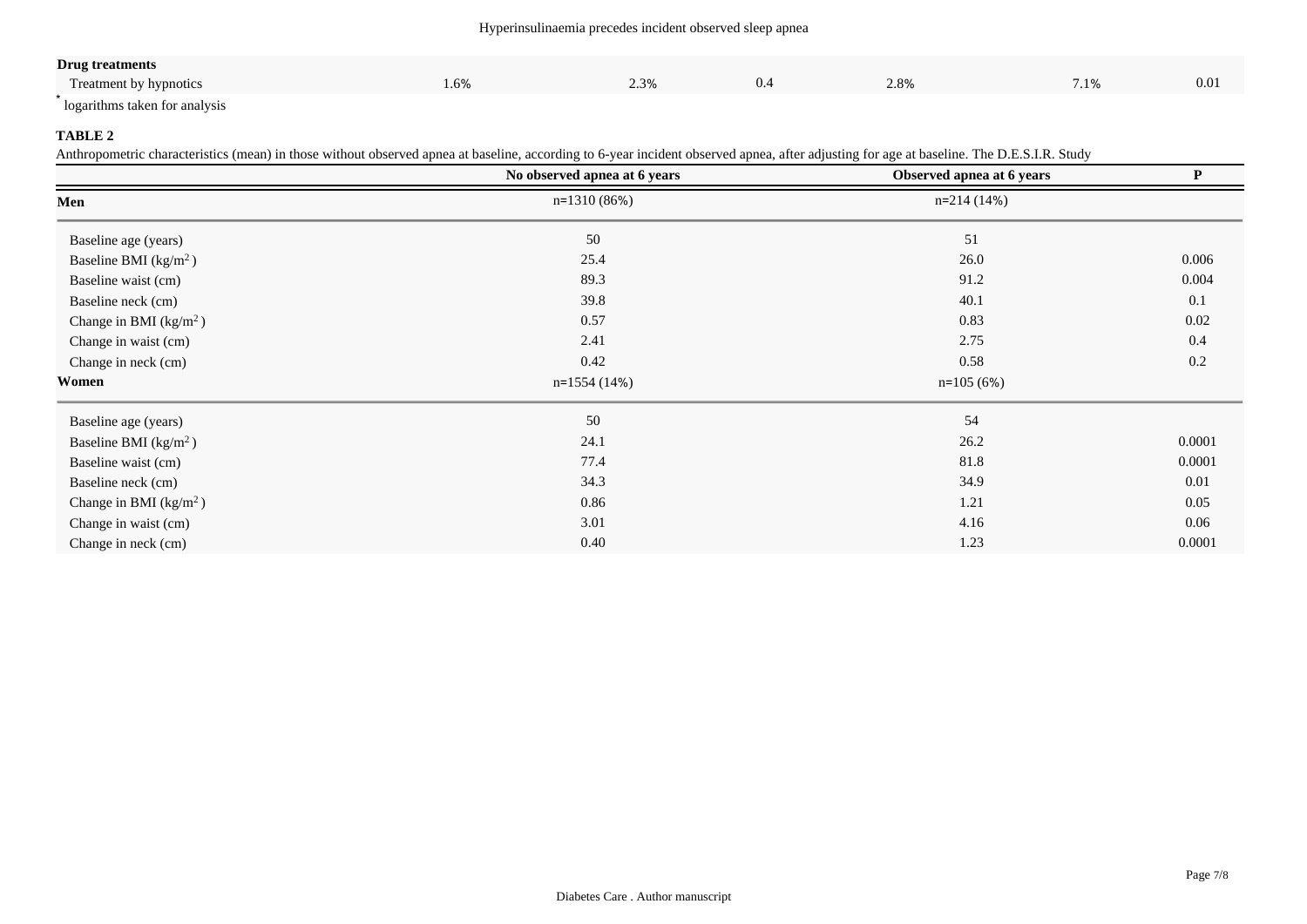| | | | | | | |
|---|---|---|---|---|---|---|
| **Drug treatments** | | | | | | |
| Treatment by hypnotics | 1.6% | 2.3% | 0.4 | 2.8% | 7.1% | 0.01 |

* logarithms taken for analysis

**TABLE 2**

Anthropometric characteristics (mean) in those without observed apnea at baseline, according to 6-year incident observed apnea, after adjusting for age at baseline. The D.E.S.I.R. Study

| | No observed apnea at 6 years | Observed apnea at 6 years | P |
|---|---|---|---|
| **Men** | n=1310 (86%) | n=214 (14%) | |
| Baseline age (years) | 50 | 51 | |
| Baseline BMI (kg/m$^2$) | 25.4 | 26.0 | 0.006 |
| Baseline waist (cm) | 89.3 | 91.2 | 0.004 |
| Baseline neck (cm) | 39.8 | 40.1 | 0.1 |
| Change in BMI (kg/m$^2$) | 0.57 | 0.83 | 0.02 |
| Change in waist (cm) | 2.41 | 2.75 | 0.4 |
| Change in neck (cm) | 0.42 | 0.58 | 0.2 |
| **Women** | n=1554 (14%) | n=105 (6%) | |
| Baseline age (years) | 50 | 54 | |
| Baseline BMI (kg/m$^2$) | 24.1 | 26.2 | 0.0001 |
| Baseline waist (cm) | 77.4 | 81.8 | 0.0001 |
| Baseline neck (cm) | 34.3 | 34.9 | 0.01 |
| Change in BMI (kg/m$^2$) | 0.86 | 1.21 | 0.05 |
| Change in waist (cm) | 3.01 | 4.16 | 0.06 |
| Change in neck (cm) | 0.40 | 1.23 | 0.0001 |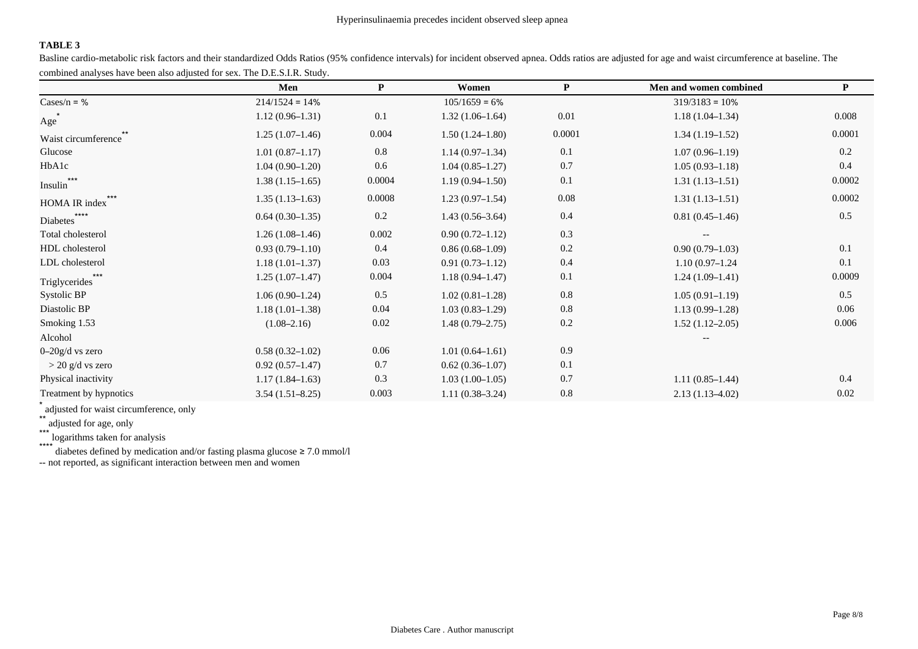**TABLE 3**

Basline cardio-metabolic risk factors and their standardized Odds Ratios (95% confidence intervals) for incident observed apnea. Odds ratios are adjusted for age and waist circumference at baseline. The combined analyses have been also adjusted for sex. The D.E.S.I.R. Study.

| | Men | P | Women | P | Men and women combined | P |
|---|---|---|---|---|---|---|
| Cases/n = % | 214/1524 = 14% | | 105/1659 = 6% | | 319/3183 = 10% | |
| Age* | 1.12 (0.96–1.31) | 0.1 | 1.32 (1.06–1.64) | 0.01 | 1.18 (1.04–1.34) | 0.008 |
| Waist circumference** | 1.25 (1.07–1.46) | 0.004 | 1.50 (1.24–1.80) | 0.0001 | 1.34 (1.19–1.52) | 0.0001 |
| Glucose | 1.01 (0.87–1.17) | 0.8 | 1.14 (0.97–1.34) | 0.1 | 1.07 (0.96–1.19) | 0.2 |
| HbA1c | 1.04 (0.90–1.20) | 0.6 | 1.04 (0.85–1.27) | 0.7 | 1.05 (0.93–1.18) | 0.4 |
| Insulin*** | 1.38 (1.15–1.65) | 0.0004 | 1.19 (0.94–1.50) | 0.1 | 1.31 (1.13–1.51) | 0.0002 |
| HOMA IR index*** | 1.35 (1.13–1.63) | 0.0008 | 1.23 (0.97–1.54) | 0.08 | 1.31 (1.13–1.51) | 0.0002 |
| Diabetes**** | 0.64 (0.30–1.35) | 0.2 | 1.43 (0.56–3.64) | 0.4 | 0.81 (0.45–1.46) | 0.5 |
| Total cholesterol | 1.26 (1.08–1.46) | 0.002 | 0.90 (0.72–1.12) | 0.3 | -- | |
| HDL cholesterol | 0.93 (0.79–1.10) | 0.4 | 0.86 (0.68–1.09) | 0.2 | 0.90 (0.79–1.03) | 0.1 |
| LDL cholesterol | 1.18 (1.01–1.37) | 0.03 | 0.91 (0.73–1.12) | 0.4 | 1.10 (0.97–1.24 | 0.1 |
| Triglycerides*** | 1.25 (1.07–1.47) | 0.004 | 1.18 (0.94–1.47) | 0.1 | 1.24 (1.09–1.41) | 0.0009 |
| Systolic BP | 1.06 (0.90–1.24) | 0.5 | 1.02 (0.81–1.28) | 0.8 | 1.05 (0.91–1.19) | 0.5 |
| Diastolic BP | 1.18 (1.01–1.38) | 0.04 | 1.03 (0.83–1.29) | 0.8 | 1.13 (0.99–1.28) | 0.06 |
| Smoking 1.53 | (1.08–2.16) | 0.02 | 1.48 (0.79–2.75) | 0.2 | 1.52 (1.12–2.05) | 0.006 |
| Alcohol | | | | | -- | |
| 0–20g/d vs zero | 0.58 (0.32–1.02) | 0.06 | 1.01 (0.64–1.61) | 0.9 | | |
| > 20 g/d vs zero | 0.92 (0.57–1.47) | 0.7 | 0.62 (0.36–1.07) | 0.1 | | |
| Physical inactivity | 1.17 (1.84–1.63) | 0.3 | 1.03 (1.00–1.05) | 0.7 | 1.11 (0.85–1.44) | 0.4 |
| Treatment by hypnotics | 3.54 (1.51–8.25) | 0.003 | 1.11 (0.38–3.24) | 0.8 | 2.13 (1.13–4.02) | 0.02 |

\* adjusted for waist circumference, only

** adjusted for age, only

*** logarithms taken for analysis

**** diabetes defined by medication and/or fasting plasma glucose ≥ 7.0 mmol/l

-- not reported, as significant interaction between men and women